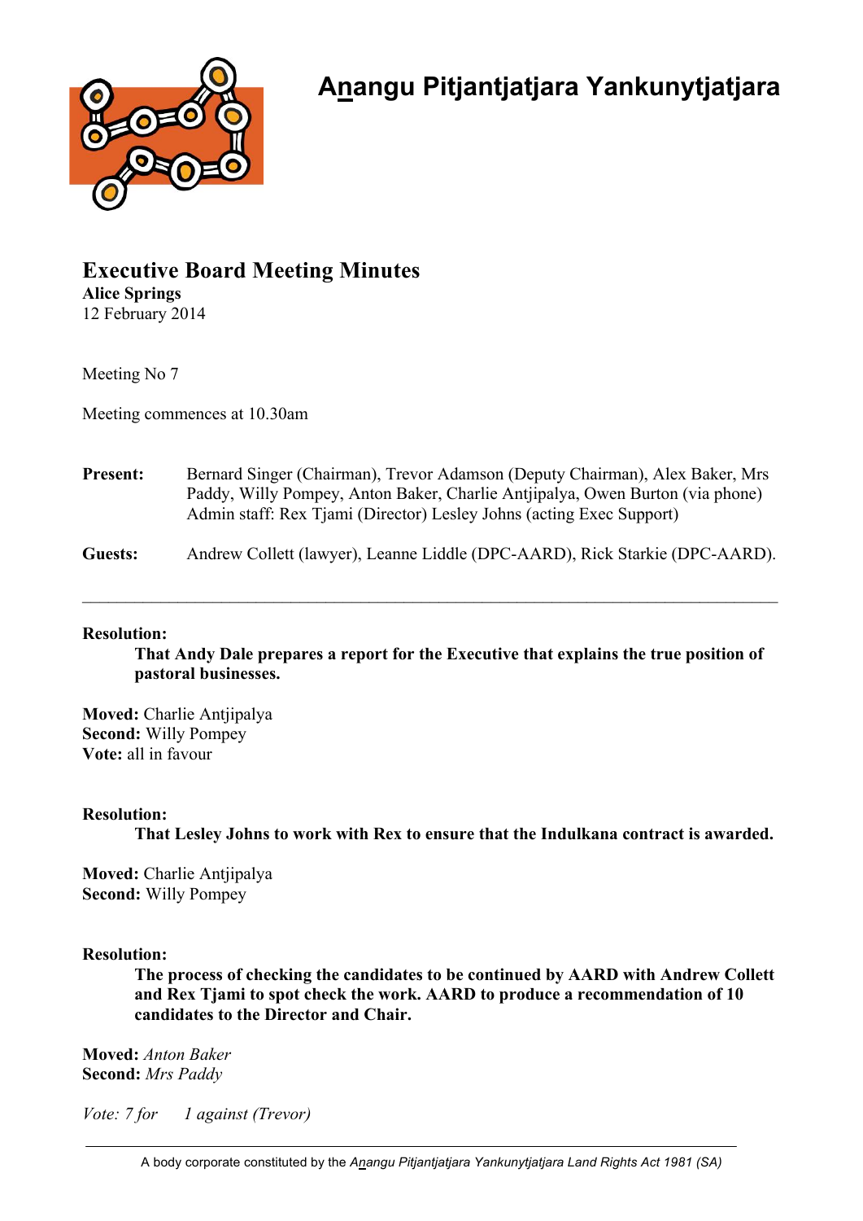# Anangu Pitjantjatjara Yankunytjatjara

## Executive Board Meeting Minutes

**Alice Springs**
12 February 2014

Meeting No 7

Meeting commences at 10.30am

**Present:** Bernard Singer (Chairman), Trevor Adamson (Deputy Chairman), Alex Baker, Mrs Paddy, Willy Pompey, Anton Baker, Charlie Antjipalya, Owen Burton (via phone)
Admin staff: Rex Tjami (Director) Lesley Johns (acting Exec Support)

**Guests:** Andrew Collett (lawyer), Leanne Liddle (DPC-AARD), Rick Starkie (DPC-AARD).

---

**Resolution:**

> **That Andy Dale prepares a report for the Executive that explains the true position of pastoral businesses.**

**Moved:** Charlie Antjipalya
**Second:** Willy Pompey
**Vote:** all in favour

**Resolution:**

> **That Lesley Johns to work with Rex to ensure that the Indulkana contract is awarded.**

**Moved:** Charlie Antjipalya
**Second:** Willy Pompey

**Resolution:**

> **The process of checking the candidates to be continued by AARD with Andrew Collett and Rex Tjami to spot check the work. AARD to produce a recommendation of 10 candidates to the Director and Chair.**

**Moved:** *Anton Baker*
**Second:** *Mrs Paddy*

*Vote: 7 for 1 against (Trevor)*

A body corporate constituted by the *Anangu Pitjantjatjara Yankunytjatjara Land Rights Act 1981 (SA)*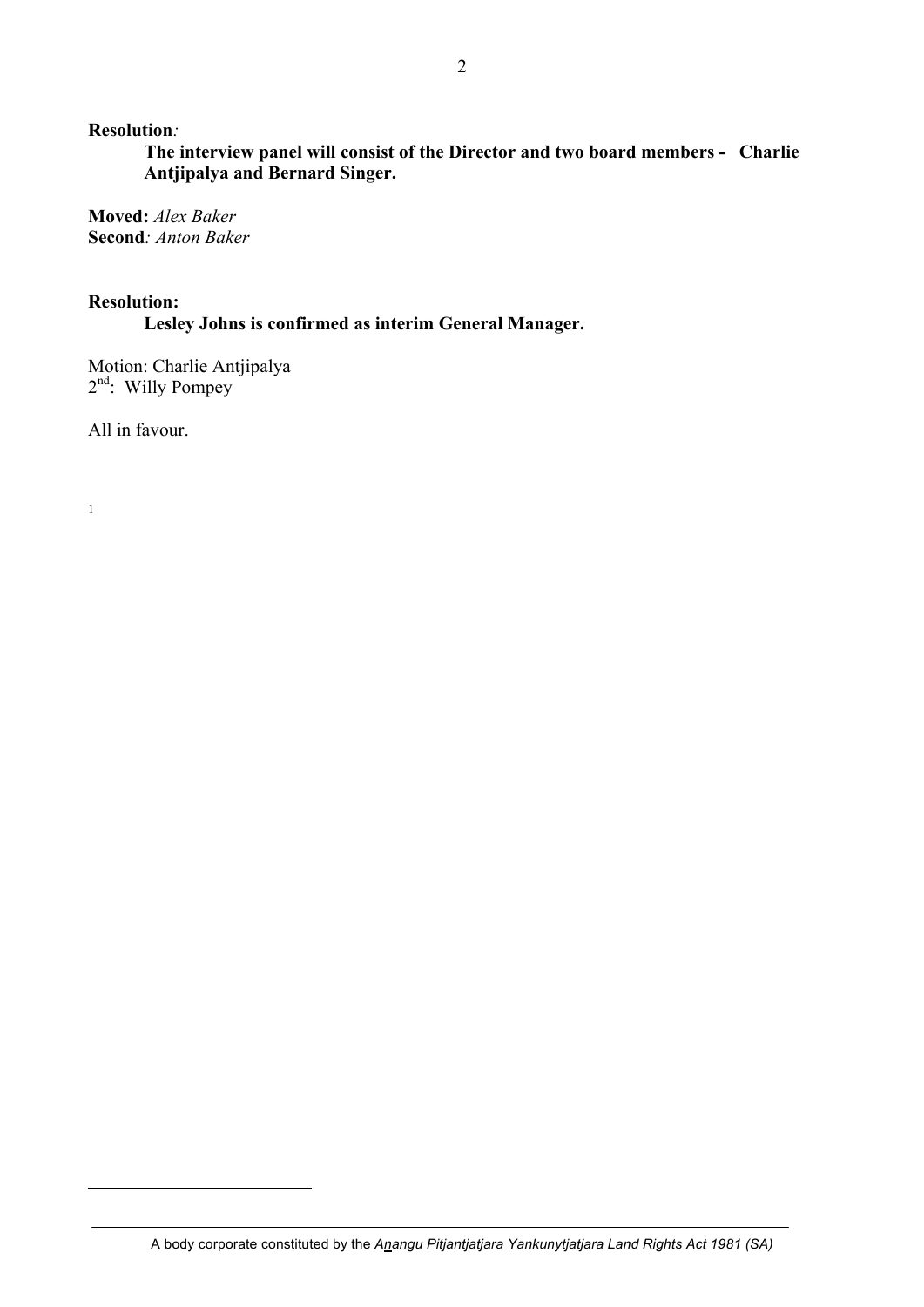**Resolution***:*

> **The interview panel will consist of the Director and two board members - Charlie Antjipalya and Bernard Singer.**

**Moved:** *Alex Baker*
**Second***: Anton Baker*

**Resolution:**

> **Lesley Johns is confirmed as interim General Manager.**

Motion: Charlie Antjipalya
2nd: Willy Pompey

All in favour.

1

A body corporate constituted by the *Anangu Pitjantjatjara Yankunytjatjara Land Rights Act 1981 (SA)*